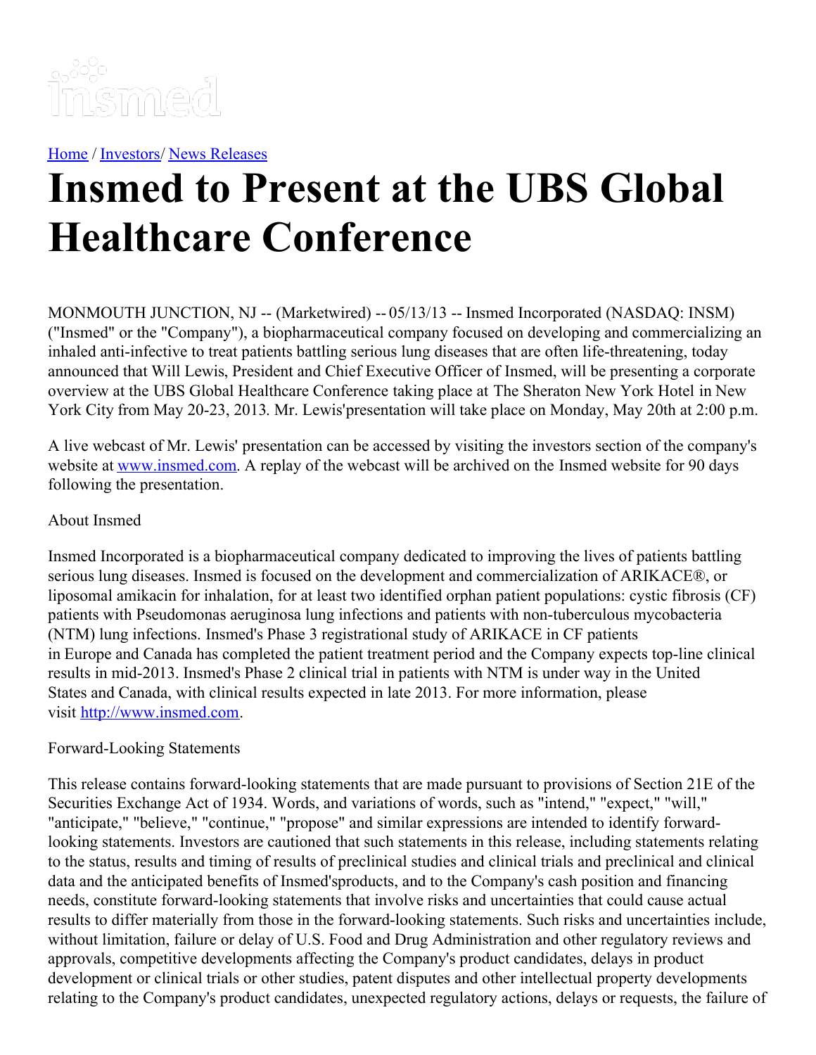[Home](#) / [Investors](#)/ [News Releases](#)

# Insmed to Present at the UBS Global Healthcare Conference

MONMOUTH JUNCTION, NJ -- (Marketwired) -- 05/13/13 -- Insmed Incorporated (NASDAQ: INSM) ("Insmed" or the "Company"), a biopharmaceutical company focused on developing and commercializing an inhaled anti-infective to treat patients battling serious lung diseases that are often life-threatening, today announced that Will Lewis, President and Chief Executive Officer of Insmed, will be presenting a corporate overview at the UBS Global Healthcare Conference taking place at The Sheraton New York Hotel in New York City from May 20-23, 2013. Mr. Lewis'presentation will take place on Monday, May 20th at 2:00 p.m.

A live webcast of Mr. Lewis' presentation can be accessed by visiting the investors section of the company's website at [www.insmed.com](http://www.insmed.com). A replay of the webcast will be archived on the Insmed website for 90 days following the presentation.

About Insmed

Insmed Incorporated is a biopharmaceutical company dedicated to improving the lives of patients battling serious lung diseases. Insmed is focused on the development and commercialization of ARIKACE®, or liposomal amikacin for inhalation, for at least two identified orphan patient populations: cystic fibrosis (CF) patients with Pseudomonas aeruginosa lung infections and patients with non-tuberculous mycobacteria (NTM) lung infections. Insmed's Phase 3 registrational study of ARIKACE in CF patients in Europe and Canada has completed the patient treatment period and the Company expects top-line clinical results in mid-2013. Insmed's Phase 2 clinical trial in patients with NTM is under way in the United States and Canada, with clinical results expected in late 2013. For more information, please visit [http://www.insmed.com](http://www.insmed.com).

Forward-Looking Statements

This release contains forward-looking statements that are made pursuant to provisions of Section 21E of the Securities Exchange Act of 1934. Words, and variations of words, such as "intend," "expect," "will," "anticipate," "believe," "continue," "propose" and similar expressions are intended to identify forward-looking statements. Investors are cautioned that such statements in this release, including statements relating to the status, results and timing of results of preclinical studies and clinical trials and preclinical and clinical data and the anticipated benefits of Insmed'sproducts, and to the Company's cash position and financing needs, constitute forward-looking statements that involve risks and uncertainties that could cause actual results to differ materially from those in the forward-looking statements. Such risks and uncertainties include, without limitation, failure or delay of U.S. Food and Drug Administration and other regulatory reviews and approvals, competitive developments affecting the Company's product candidates, delays in product development or clinical trials or other studies, patent disputes and other intellectual property developments relating to the Company's product candidates, unexpected regulatory actions, delays or requests, the failure of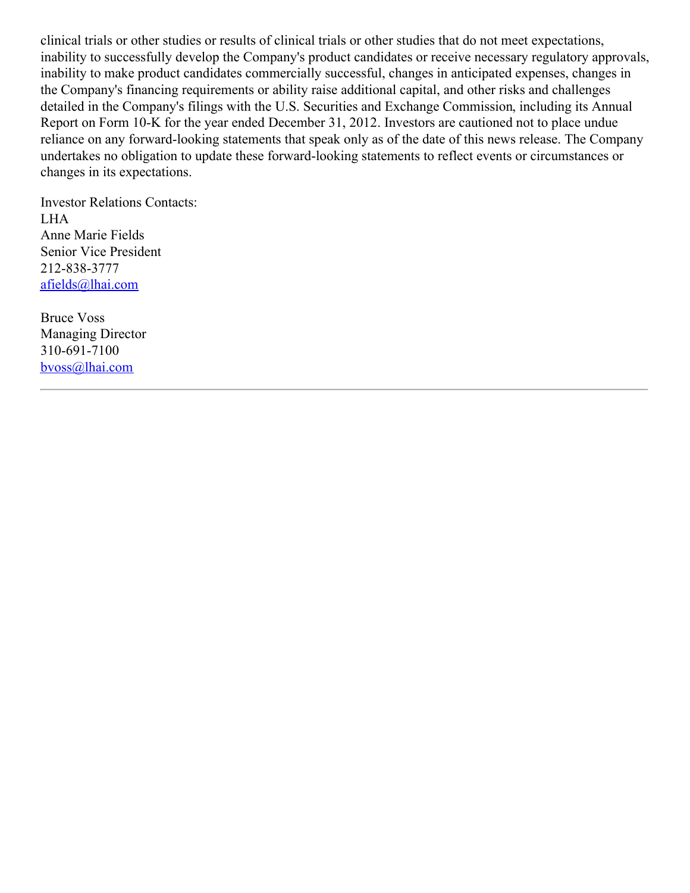clinical trials or other studies or results of clinical trials or other studies that do not meet expectations, inability to successfully develop the Company's product candidates or receive necessary regulatory approvals, inability to make product candidates commercially successful, changes in anticipated expenses, changes in the Company's financing requirements or ability raise additional capital, and other risks and challenges detailed in the Company's filings with the U.S. Securities and Exchange Commission, including its Annual Report on Form 10-K for the year ended December 31, 2012. Investors are cautioned not to place undue reliance on any forward-looking statements that speak only as of the date of this news release. The Company undertakes no obligation to update these forward-looking statements to reflect events or circumstances or changes in its expectations.

Investor Relations Contacts:
LHA
Anne Marie Fields
Senior Vice President
212-838-3777
afields@lhai.com

Bruce Voss
Managing Director
310-691-7100
bvoss@lhai.com

---